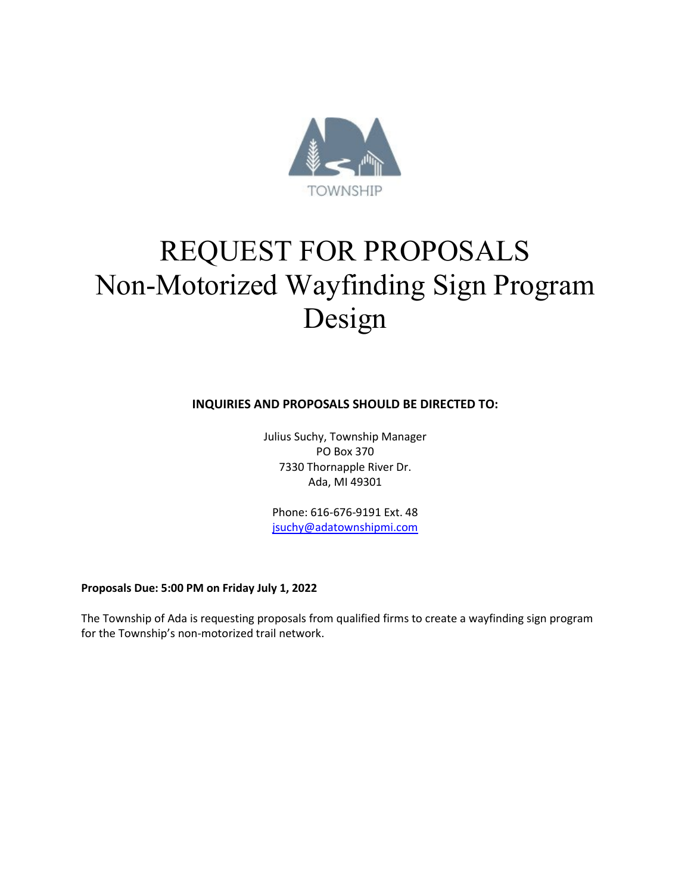TOWNSHIP

# REQUEST FOR PROPOSALS
# Non-Motorized Wayfinding Sign Program Design

**INQUIRIES AND PROPOSALS SHOULD BE DIRECTED TO:**

Julius Suchy, Township Manager
PO Box 370
7330 Thornapple River Dr.
Ada, MI 49301

Phone: 616-676-9191 Ext. 48
jsuchy@adatownshipmi.com

**Proposals Due: 5:00 PM on Friday July 1, 2022**

The Township of Ada is requesting proposals from qualified firms to create a wayfinding sign program for the Township's non-motorized trail network.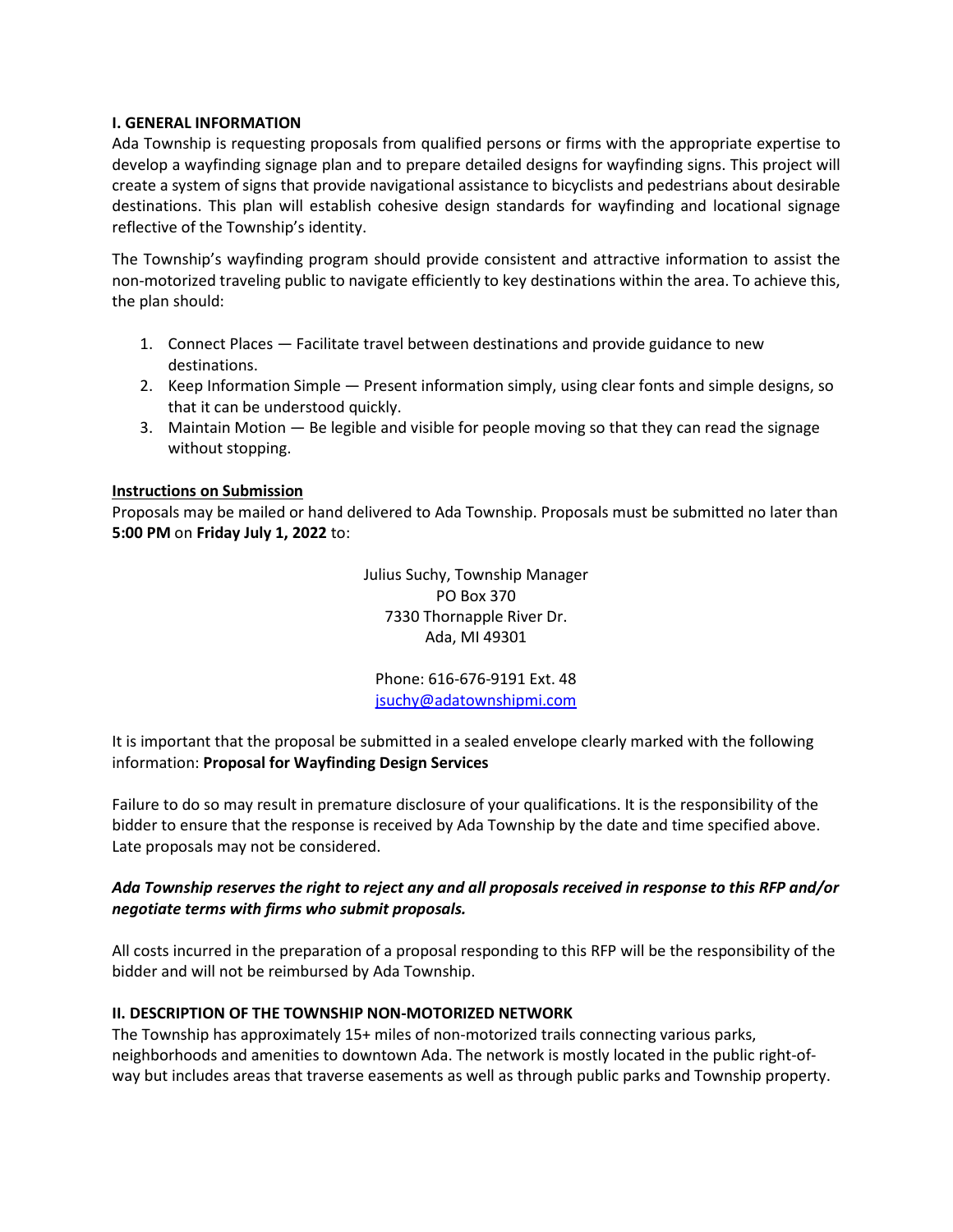**I. GENERAL INFORMATION**

Ada Township is requesting proposals from qualified persons or firms with the appropriate expertise to develop a wayfinding signage plan and to prepare detailed designs for wayfinding signs. This project will create a system of signs that provide navigational assistance to bicyclists and pedestrians about desirable destinations. This plan will establish cohesive design standards for wayfinding and locational signage reflective of the Township's identity.

The Township's wayfinding program should provide consistent and attractive information to assist the non-motorized traveling public to navigate efficiently to key destinations within the area. To achieve this, the plan should:

1. Connect Places — Facilitate travel between destinations and provide guidance to new destinations.
2. Keep Information Simple — Present information simply, using clear fonts and simple designs, so that it can be understood quickly.
3. Maintain Motion — Be legible and visible for people moving so that they can read the signage without stopping.

**Instructions on Submission**

Proposals may be mailed or hand delivered to Ada Township. Proposals must be submitted no later than **5:00 PM** on **Friday July 1, 2022** to:

Julius Suchy, Township Manager
PO Box 370
7330 Thornapple River Dr.
Ada, MI 49301

Phone: 616-676-9191 Ext. 48
jsuchy@adatownshipmi.com

It is important that the proposal be submitted in a sealed envelope clearly marked with the following information: **Proposal for Wayfinding Design Services**

Failure to do so may result in premature disclosure of your qualifications. It is the responsibility of the bidder to ensure that the response is received by Ada Township by the date and time specified above. Late proposals may not be considered.

***Ada Township reserves the right to reject any and all proposals received in response to this RFP and/or negotiate terms with firms who submit proposals.***

All costs incurred in the preparation of a proposal responding to this RFP will be the responsibility of the bidder and will not be reimbursed by Ada Township.

**II. DESCRIPTION OF THE TOWNSHIP NON-MOTORIZED NETWORK**

The Township has approximately 15+ miles of non-motorized trails connecting various parks, neighborhoods and amenities to downtown Ada. The network is mostly located in the public right-of-way but includes areas that traverse easements as well as through public parks and Township property.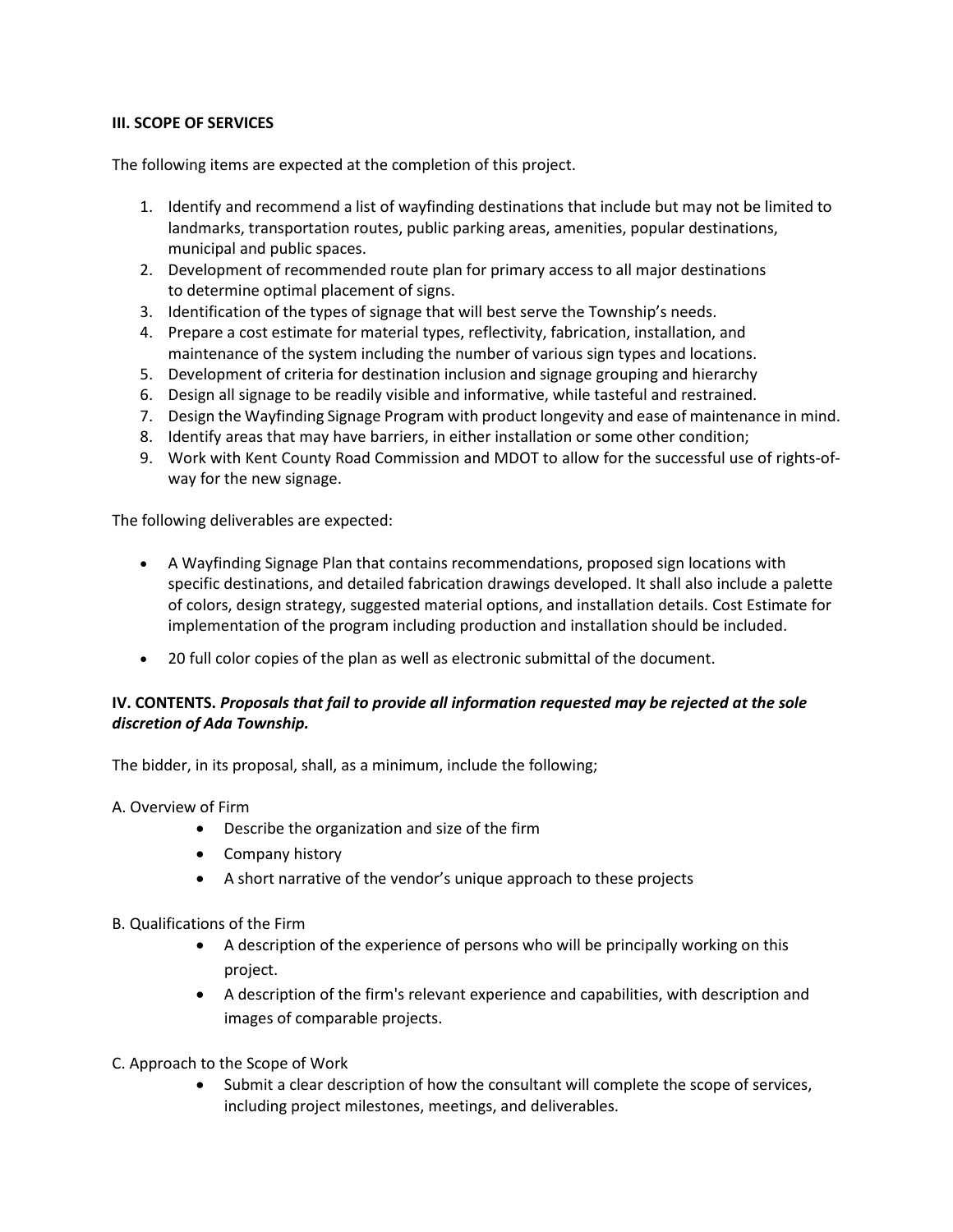## III. SCOPE OF SERVICES

The following items are expected at the completion of this project.

1. Identify and recommend a list of wayfinding destinations that include but may not be limited to landmarks, transportation routes, public parking areas, amenities, popular destinations, municipal and public spaces.
2. Development of recommended route plan for primary access to all major destinations to determine optimal placement of signs.
3. Identification of the types of signage that will best serve the Township's needs.
4. Prepare a cost estimate for material types, reflectivity, fabrication, installation, and maintenance of the system including the number of various sign types and locations.
5. Development of criteria for destination inclusion and signage grouping and hierarchy
6. Design all signage to be readily visible and informative, while tasteful and restrained.
7. Design the Wayfinding Signage Program with product longevity and ease of maintenance in mind.
8. Identify areas that may have barriers, in either installation or some other condition;
9. Work with Kent County Road Commission and MDOT to allow for the successful use of rights-of-way for the new signage.

The following deliverables are expected:

- A Wayfinding Signage Plan that contains recommendations, proposed sign locations with specific destinations, and detailed fabrication drawings developed. It shall also include a palette of colors, design strategy, suggested material options, and installation details. Cost Estimate for implementation of the program including production and installation should be included.
- 20 full color copies of the plan as well as electronic submittal of the document.

## IV. CONTENTS. *Proposals that fail to provide all information requested may be rejected at the sole discretion of Ada Township.*

The bidder, in its proposal, shall, as a minimum, include the following;

A. Overview of Firm

- Describe the organization and size of the firm
- Company history
- A short narrative of the vendor's unique approach to these projects

B. Qualifications of the Firm

- A description of the experience of persons who will be principally working on this project.
- A description of the firm's relevant experience and capabilities, with description and images of comparable projects.

C. Approach to the Scope of Work

- Submit a clear description of how the consultant will complete the scope of services, including project milestones, meetings, and deliverables.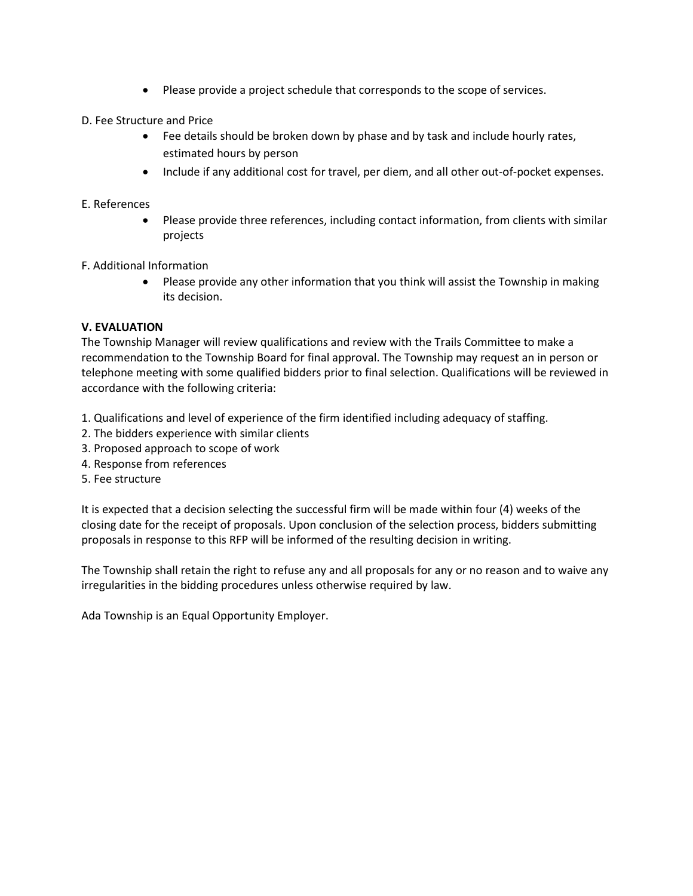- Please provide a project schedule that corresponds to the scope of services.

D. Fee Structure and Price

- Fee details should be broken down by phase and by task and include hourly rates, estimated hours by person
- Include if any additional cost for travel, per diem, and all other out-of-pocket expenses.

E. References

- Please provide three references, including contact information, from clients with similar projects

F. Additional Information

- Please provide any other information that you think will assist the Township in making its decision.

**V. EVALUATION**

The Township Manager will review qualifications and review with the Trails Committee to make a recommendation to the Township Board for final approval. The Township may request an in person or telephone meeting with some qualified bidders prior to final selection. Qualifications will be reviewed in accordance with the following criteria:

1. Qualifications and level of experience of the firm identified including adequacy of staffing.
2. The bidders experience with similar clients
3. Proposed approach to scope of work
4. Response from references
5. Fee structure

It is expected that a decision selecting the successful firm will be made within four (4) weeks of the closing date for the receipt of proposals. Upon conclusion of the selection process, bidders submitting proposals in response to this RFP will be informed of the resulting decision in writing.

The Township shall retain the right to refuse any and all proposals for any or no reason and to waive any irregularities in the bidding procedures unless otherwise required by law.

Ada Township is an Equal Opportunity Employer.